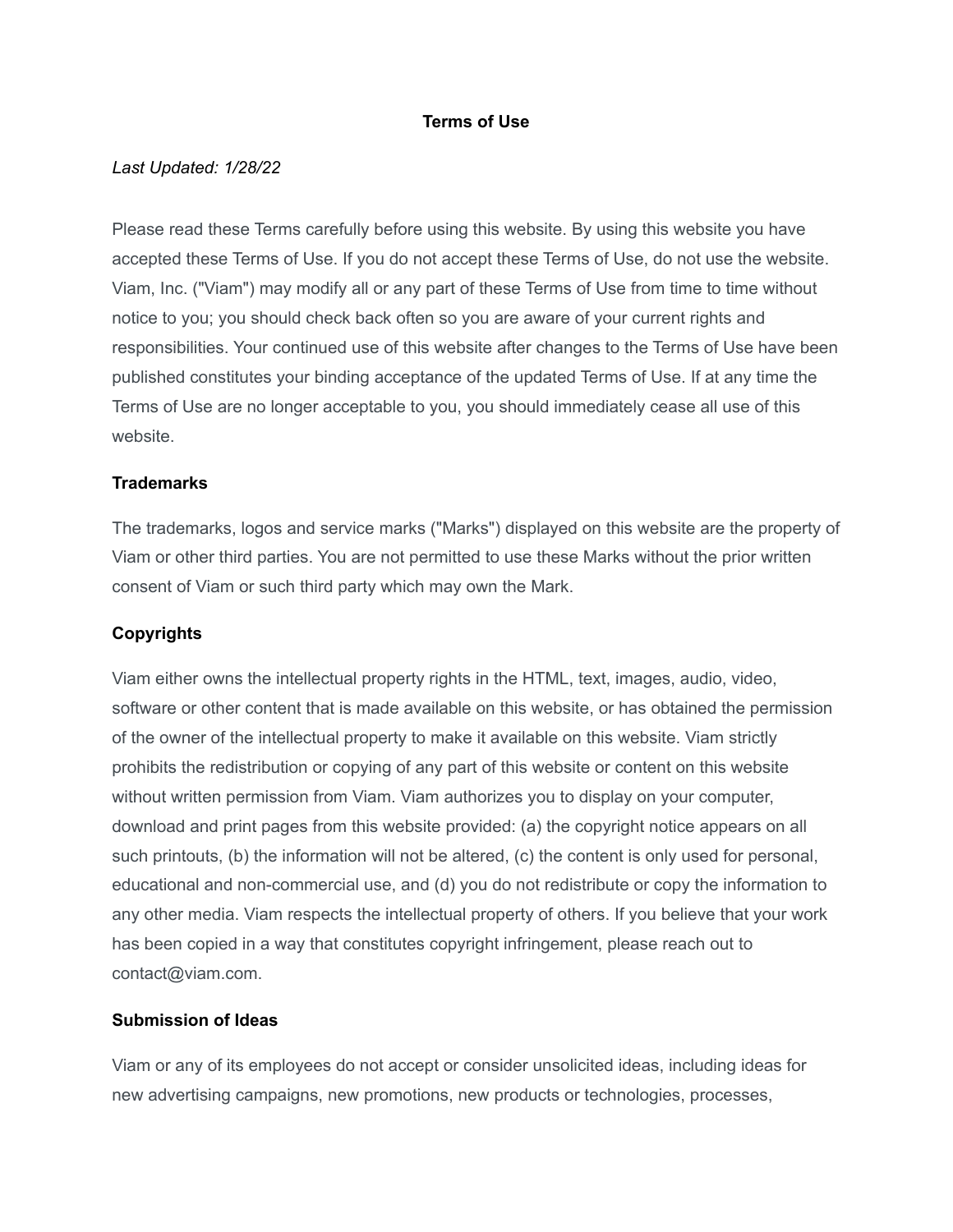# Terms of Use

*Last Updated: 1/28/22*

Please read these Terms carefully before using this website. By using this website you have accepted these Terms of Use. If you do not accept these Terms of Use, do not use the website. Viam, Inc. ("Viam") may modify all or any part of these Terms of Use from time to time without notice to you; you should check back often so you are aware of your current rights and responsibilities. Your continued use of this website after changes to the Terms of Use have been published constitutes your binding acceptance of the updated Terms of Use. If at any time the Terms of Use are no longer acceptable to you, you should immediately cease all use of this website.

## Trademarks

The trademarks, logos and service marks ("Marks") displayed on this website are the property of Viam or other third parties. You are not permitted to use these Marks without the prior written consent of Viam or such third party which may own the Mark.

## Copyrights

Viam either owns the intellectual property rights in the HTML, text, images, audio, video, software or other content that is made available on this website, or has obtained the permission of the owner of the intellectual property to make it available on this website. Viam strictly prohibits the redistribution or copying of any part of this website or content on this website without written permission from Viam. Viam authorizes you to display on your computer, download and print pages from this website provided: (a) the copyright notice appears on all such printouts, (b) the information will not be altered, (c) the content is only used for personal, educational and non-commercial use, and (d) you do not redistribute or copy the information to any other media. Viam respects the intellectual property of others. If you believe that your work has been copied in a way that constitutes copyright infringement, please reach out to contact@viam.com.

## Submission of Ideas

Viam or any of its employees do not accept or consider unsolicited ideas, including ideas for new advertising campaigns, new promotions, new products or technologies, processes,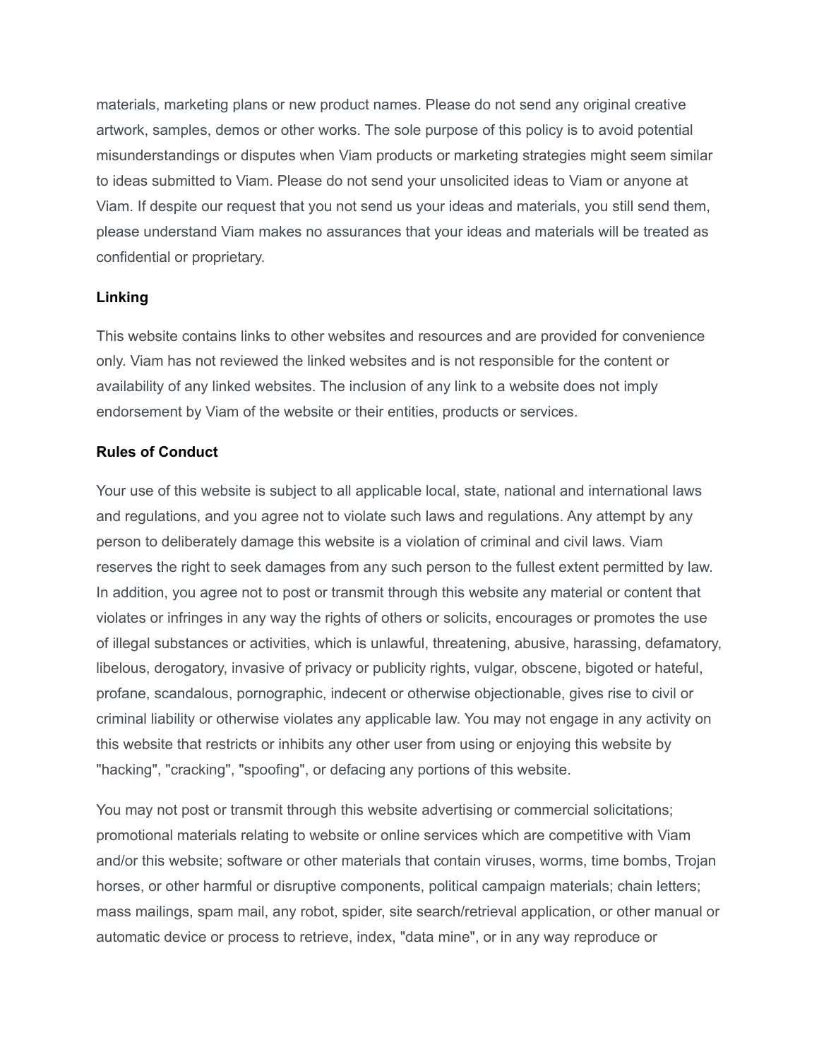materials, marketing plans or new product names. Please do not send any original creative artwork, samples, demos or other works. The sole purpose of this policy is to avoid potential misunderstandings or disputes when Viam products or marketing strategies might seem similar to ideas submitted to Viam. Please do not send your unsolicited ideas to Viam or anyone at Viam. If despite our request that you not send us your ideas and materials, you still send them, please understand Viam makes no assurances that your ideas and materials will be treated as confidential or proprietary.

**Linking**

This website contains links to other websites and resources and are provided for convenience only. Viam has not reviewed the linked websites and is not responsible for the content or availability of any linked websites. The inclusion of any link to a website does not imply endorsement by Viam of the website or their entities, products or services.

**Rules of Conduct**

Your use of this website is subject to all applicable local, state, national and international laws and regulations, and you agree not to violate such laws and regulations. Any attempt by any person to deliberately damage this website is a violation of criminal and civil laws. Viam reserves the right to seek damages from any such person to the fullest extent permitted by law. In addition, you agree not to post or transmit through this website any material or content that violates or infringes in any way the rights of others or solicits, encourages or promotes the use of illegal substances or activities, which is unlawful, threatening, abusive, harassing, defamatory, libelous, derogatory, invasive of privacy or publicity rights, vulgar, obscene, bigoted or hateful, profane, scandalous, pornographic, indecent or otherwise objectionable, gives rise to civil or criminal liability or otherwise violates any applicable law. You may not engage in any activity on this website that restricts or inhibits any other user from using or enjoying this website by "hacking", "cracking", "spoofing", or defacing any portions of this website.

You may not post or transmit through this website advertising or commercial solicitations; promotional materials relating to website or online services which are competitive with Viam and/or this website; software or other materials that contain viruses, worms, time bombs, Trojan horses, or other harmful or disruptive components, political campaign materials; chain letters; mass mailings, spam mail, any robot, spider, site search/retrieval application, or other manual or automatic device or process to retrieve, index, "data mine", or in any way reproduce or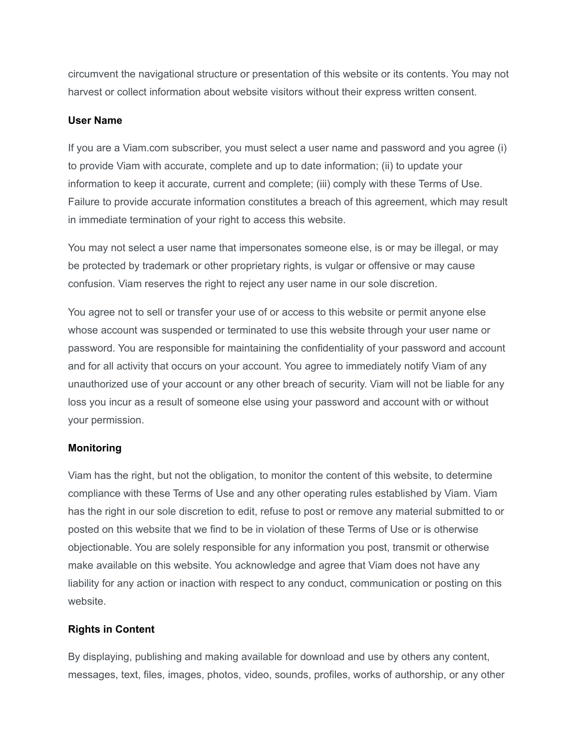circumvent the navigational structure or presentation of this website or its contents. You may not harvest or collect information about website visitors without their express written consent.

**User Name**

If you are a Viam.com subscriber, you must select a user name and password and you agree (i) to provide Viam with accurate, complete and up to date information; (ii) to update your information to keep it accurate, current and complete; (iii) comply with these Terms of Use. Failure to provide accurate information constitutes a breach of this agreement, which may result in immediate termination of your right to access this website.

You may not select a user name that impersonates someone else, is or may be illegal, or may be protected by trademark or other proprietary rights, is vulgar or offensive or may cause confusion. Viam reserves the right to reject any user name in our sole discretion.

You agree not to sell or transfer your use of or access to this website or permit anyone else whose account was suspended or terminated to use this website through your user name or password. You are responsible for maintaining the confidentiality of your password and account and for all activity that occurs on your account. You agree to immediately notify Viam of any unauthorized use of your account or any other breach of security. Viam will not be liable for any loss you incur as a result of someone else using your password and account with or without your permission.

**Monitoring**

Viam has the right, but not the obligation, to monitor the content of this website, to determine compliance with these Terms of Use and any other operating rules established by Viam. Viam has the right in our sole discretion to edit, refuse to post or remove any material submitted to or posted on this website that we find to be in violation of these Terms of Use or is otherwise objectionable. You are solely responsible for any information you post, transmit or otherwise make available on this website. You acknowledge and agree that Viam does not have any liability for any action or inaction with respect to any conduct, communication or posting on this website.

**Rights in Content**

By displaying, publishing and making available for download and use by others any content, messages, text, files, images, photos, video, sounds, profiles, works of authorship, or any other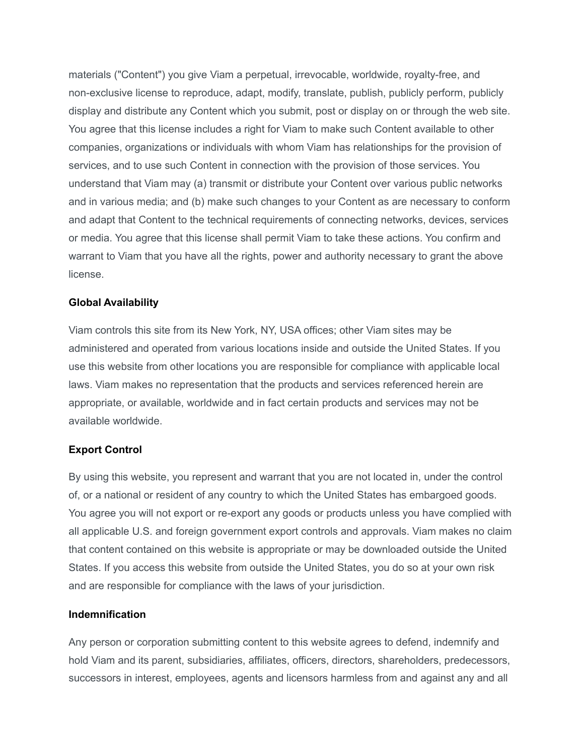materials ("Content") you give Viam a perpetual, irrevocable, worldwide, royalty-free, and non-exclusive license to reproduce, adapt, modify, translate, publish, publicly perform, publicly display and distribute any Content which you submit, post or display on or through the web site. You agree that this license includes a right for Viam to make such Content available to other companies, organizations or individuals with whom Viam has relationships for the provision of services, and to use such Content in connection with the provision of those services. You understand that Viam may (a) transmit or distribute your Content over various public networks and in various media; and (b) make such changes to your Content as are necessary to conform and adapt that Content to the technical requirements of connecting networks, devices, services or media. You agree that this license shall permit Viam to take these actions. You confirm and warrant to Viam that you have all the rights, power and authority necessary to grant the above license.

**Global Availability**

Viam controls this site from its New York, NY, USA offices; other Viam sites may be administered and operated from various locations inside and outside the United States. If you use this website from other locations you are responsible for compliance with applicable local laws. Viam makes no representation that the products and services referenced herein are appropriate, or available, worldwide and in fact certain products and services may not be available worldwide.

**Export Control**

By using this website, you represent and warrant that you are not located in, under the control of, or a national or resident of any country to which the United States has embargoed goods. You agree you will not export or re-export any goods or products unless you have complied with all applicable U.S. and foreign government export controls and approvals. Viam makes no claim that content contained on this website is appropriate or may be downloaded outside the United States. If you access this website from outside the United States, you do so at your own risk and are responsible for compliance with the laws of your jurisdiction.

**Indemnification**

Any person or corporation submitting content to this website agrees to defend, indemnify and hold Viam and its parent, subsidiaries, affiliates, officers, directors, shareholders, predecessors, successors in interest, employees, agents and licensors harmless from and against any and all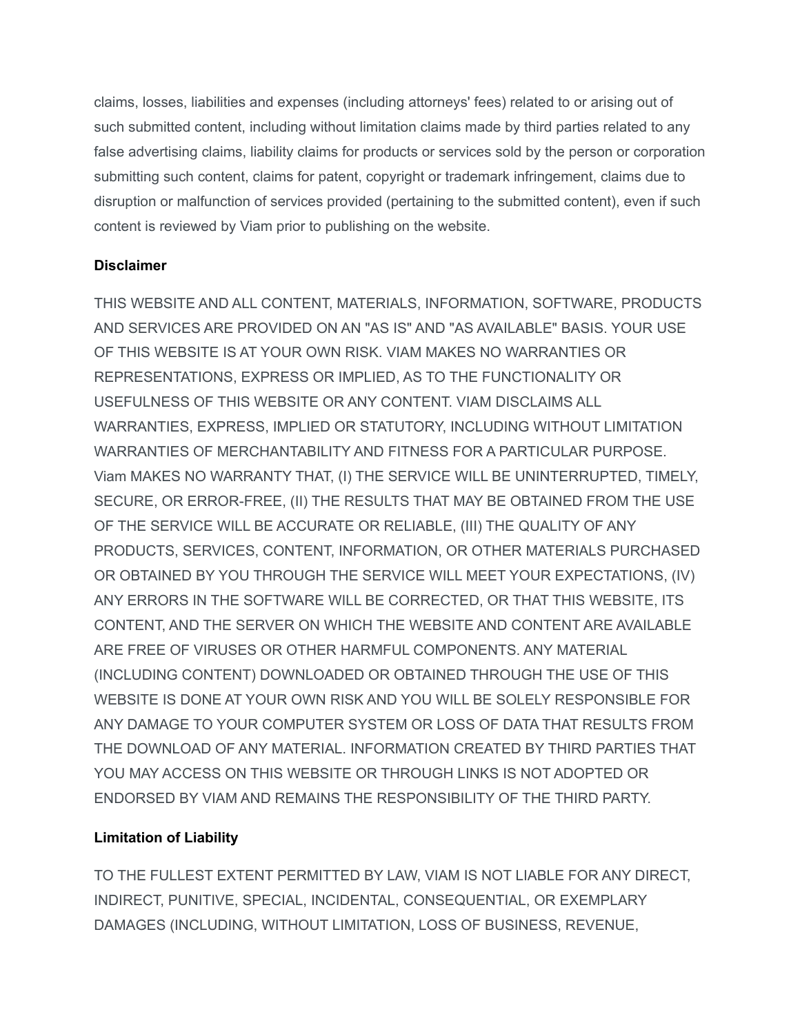claims, losses, liabilities and expenses (including attorneys' fees) related to or arising out of such submitted content, including without limitation claims made by third parties related to any false advertising claims, liability claims for products or services sold by the person or corporation submitting such content, claims for patent, copyright or trademark infringement, claims due to disruption or malfunction of services provided (pertaining to the submitted content), even if such content is reviewed by Viam prior to publishing on the website.

**Disclaimer**

THIS WEBSITE AND ALL CONTENT, MATERIALS, INFORMATION, SOFTWARE, PRODUCTS AND SERVICES ARE PROVIDED ON AN "AS IS" AND "AS AVAILABLE" BASIS. YOUR USE OF THIS WEBSITE IS AT YOUR OWN RISK. VIAM MAKES NO WARRANTIES OR REPRESENTATIONS, EXPRESS OR IMPLIED, AS TO THE FUNCTIONALITY OR USEFULNESS OF THIS WEBSITE OR ANY CONTENT. VIAM DISCLAIMS ALL WARRANTIES, EXPRESS, IMPLIED OR STATUTORY, INCLUDING WITHOUT LIMITATION WARRANTIES OF MERCHANTABILITY AND FITNESS FOR A PARTICULAR PURPOSE. Viam MAKES NO WARRANTY THAT, (I) THE SERVICE WILL BE UNINTERRUPTED, TIMELY, SECURE, OR ERROR-FREE, (II) THE RESULTS THAT MAY BE OBTAINED FROM THE USE OF THE SERVICE WILL BE ACCURATE OR RELIABLE, (III) THE QUALITY OF ANY PRODUCTS, SERVICES, CONTENT, INFORMATION, OR OTHER MATERIALS PURCHASED OR OBTAINED BY YOU THROUGH THE SERVICE WILL MEET YOUR EXPECTATIONS, (IV) ANY ERRORS IN THE SOFTWARE WILL BE CORRECTED, OR THAT THIS WEBSITE, ITS CONTENT, AND THE SERVER ON WHICH THE WEBSITE AND CONTENT ARE AVAILABLE ARE FREE OF VIRUSES OR OTHER HARMFUL COMPONENTS. ANY MATERIAL (INCLUDING CONTENT) DOWNLOADED OR OBTAINED THROUGH THE USE OF THIS WEBSITE IS DONE AT YOUR OWN RISK AND YOU WILL BE SOLELY RESPONSIBLE FOR ANY DAMAGE TO YOUR COMPUTER SYSTEM OR LOSS OF DATA THAT RESULTS FROM THE DOWNLOAD OF ANY MATERIAL. INFORMATION CREATED BY THIRD PARTIES THAT YOU MAY ACCESS ON THIS WEBSITE OR THROUGH LINKS IS NOT ADOPTED OR ENDORSED BY VIAM AND REMAINS THE RESPONSIBILITY OF THE THIRD PARTY.

**Limitation of Liability**

TO THE FULLEST EXTENT PERMITTED BY LAW, VIAM IS NOT LIABLE FOR ANY DIRECT, INDIRECT, PUNITIVE, SPECIAL, INCIDENTAL, CONSEQUENTIAL, OR EXEMPLARY DAMAGES (INCLUDING, WITHOUT LIMITATION, LOSS OF BUSINESS, REVENUE,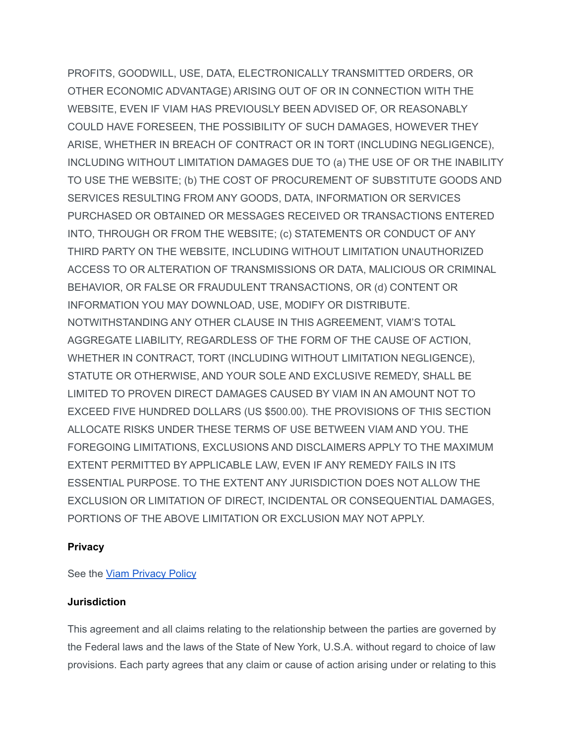PROFITS, GOODWILL, USE, DATA, ELECTRONICALLY TRANSMITTED ORDERS, OR OTHER ECONOMIC ADVANTAGE) ARISING OUT OF OR IN CONNECTION WITH THE WEBSITE, EVEN IF VIAM HAS PREVIOUSLY BEEN ADVISED OF, OR REASONABLY COULD HAVE FORESEEN, THE POSSIBILITY OF SUCH DAMAGES, HOWEVER THEY ARISE, WHETHER IN BREACH OF CONTRACT OR IN TORT (INCLUDING NEGLIGENCE), INCLUDING WITHOUT LIMITATION DAMAGES DUE TO (a) THE USE OF OR THE INABILITY TO USE THE WEBSITE; (b) THE COST OF PROCUREMENT OF SUBSTITUTE GOODS AND SERVICES RESULTING FROM ANY GOODS, DATA, INFORMATION OR SERVICES PURCHASED OR OBTAINED OR MESSAGES RECEIVED OR TRANSACTIONS ENTERED INTO, THROUGH OR FROM THE WEBSITE; (c) STATEMENTS OR CONDUCT OF ANY THIRD PARTY ON THE WEBSITE, INCLUDING WITHOUT LIMITATION UNAUTHORIZED ACCESS TO OR ALTERATION OF TRANSMISSIONS OR DATA, MALICIOUS OR CRIMINAL BEHAVIOR, OR FALSE OR FRAUDULENT TRANSACTIONS, OR (d) CONTENT OR INFORMATION YOU MAY DOWNLOAD, USE, MODIFY OR DISTRIBUTE. NOTWITHSTANDING ANY OTHER CLAUSE IN THIS AGREEMENT, VIAM'S TOTAL AGGREGATE LIABILITY, REGARDLESS OF THE FORM OF THE CAUSE OF ACTION, WHETHER IN CONTRACT, TORT (INCLUDING WITHOUT LIMITATION NEGLIGENCE), STATUTE OR OTHERWISE, AND YOUR SOLE AND EXCLUSIVE REMEDY, SHALL BE LIMITED TO PROVEN DIRECT DAMAGES CAUSED BY VIAM IN AN AMOUNT NOT TO EXCEED FIVE HUNDRED DOLLARS (US $500.00). THE PROVISIONS OF THIS SECTION ALLOCATE RISKS UNDER THESE TERMS OF USE BETWEEN VIAM AND YOU. THE FOREGOING LIMITATIONS, EXCLUSIONS AND DISCLAIMERS APPLY TO THE MAXIMUM EXTENT PERMITTED BY APPLICABLE LAW, EVEN IF ANY REMEDY FAILS IN ITS ESSENTIAL PURPOSE. TO THE EXTENT ANY JURISDICTION DOES NOT ALLOW THE EXCLUSION OR LIMITATION OF DIRECT, INCIDENTAL OR CONSEQUENTIAL DAMAGES, PORTIONS OF THE ABOVE LIMITATION OR EXCLUSION MAY NOT APPLY.

**Privacy**

See the [Viam Privacy Policy]()

**Jurisdiction**

This agreement and all claims relating to the relationship between the parties are governed by the Federal laws and the laws of the State of New York, U.S.A. without regard to choice of law provisions. Each party agrees that any claim or cause of action arising under or relating to this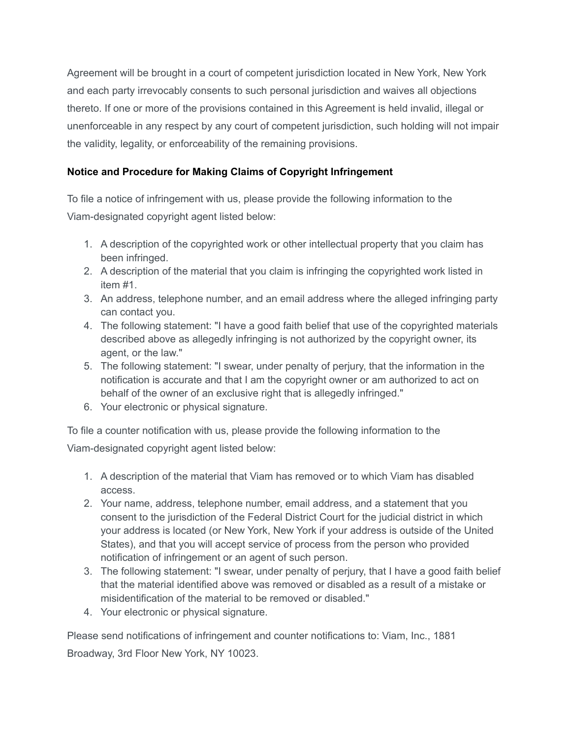Agreement will be brought in a court of competent jurisdiction located in New York, New York and each party irrevocably consents to such personal jurisdiction and waives all objections thereto. If one or more of the provisions contained in this Agreement is held invalid, illegal or unenforceable in any respect by any court of competent jurisdiction, such holding will not impair the validity, legality, or enforceability of the remaining provisions.

**Notice and Procedure for Making Claims of Copyright Infringement**

To file a notice of infringement with us, please provide the following information to the Viam-designated copyright agent listed below:

1. A description of the copyrighted work or other intellectual property that you claim has been infringed.
2. A description of the material that you claim is infringing the copyrighted work listed in item #1.
3. An address, telephone number, and an email address where the alleged infringing party can contact you.
4. The following statement: "I have a good faith belief that use of the copyrighted materials described above as allegedly infringing is not authorized by the copyright owner, its agent, or the law."
5. The following statement: "I swear, under penalty of perjury, that the information in the notification is accurate and that I am the copyright owner or am authorized to act on behalf of the owner of an exclusive right that is allegedly infringed."
6. Your electronic or physical signature.

To file a counter notification with us, please provide the following information to the Viam-designated copyright agent listed below:

1. A description of the material that Viam has removed or to which Viam has disabled access.
2. Your name, address, telephone number, email address, and a statement that you consent to the jurisdiction of the Federal District Court for the judicial district in which your address is located (or New York, New York if your address is outside of the United States), and that you will accept service of process from the person who provided notification of infringement or an agent of such person.
3. The following statement: "I swear, under penalty of perjury, that I have a good faith belief that the material identified above was removed or disabled as a result of a mistake or misidentification of the material to be removed or disabled."
4. Your electronic or physical signature.

Please send notifications of infringement and counter notifications to: Viam, Inc., 1881 Broadway, 3rd Floor New York, NY 10023.